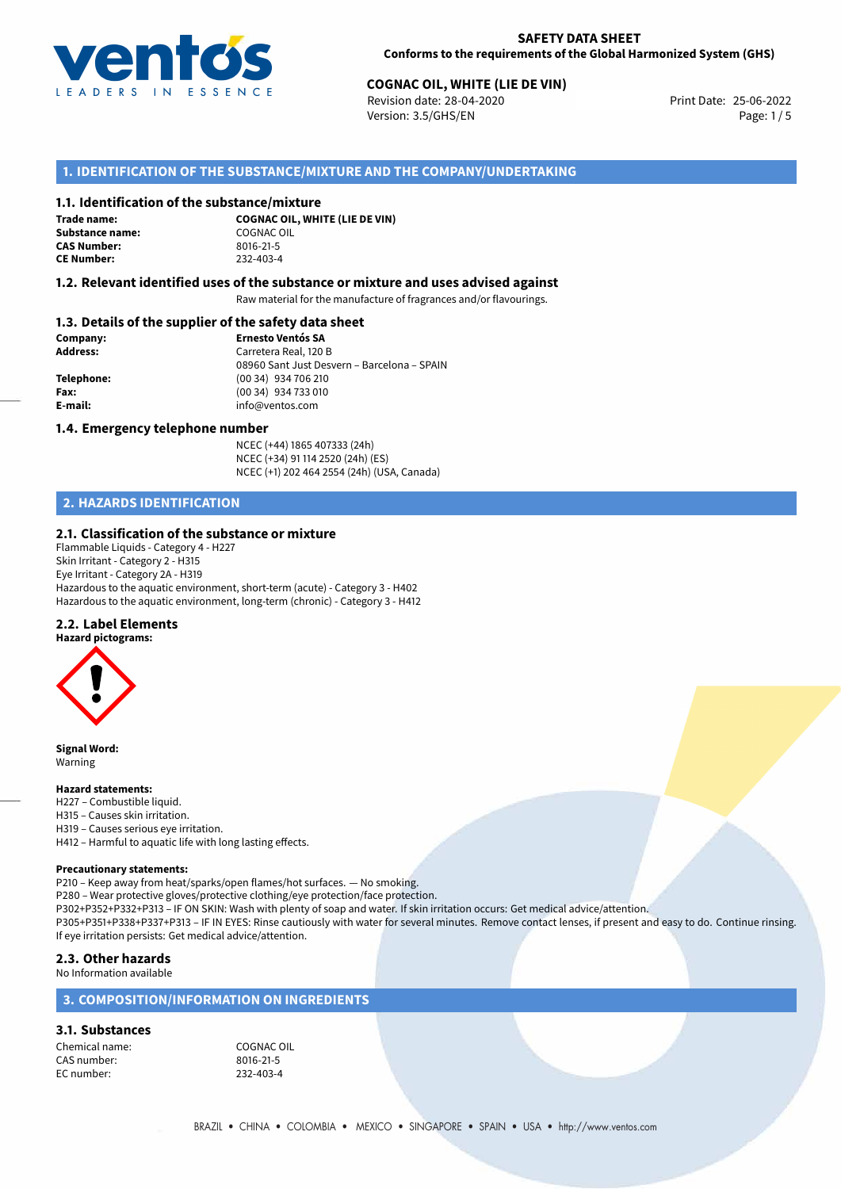**SAFETY DATA SHEET**
**Conforms to the requirements of the Global Harmonized System (GHS)**

**COGNAC OIL, WHITE (LIE DE VIN)**
Revision date: 28-04-2020
Version: 3.5/GHS/EN
Print Date: 25-06-2022

## 1. IDENTIFICATION OF THE SUBSTANCE/MIXTURE AND THE COMPANY/UNDERTAKING

### 1.1. Identification of the substance/mixture

**Trade name:** **COGNAC OIL, WHITE (LIE DE VIN)**
**Substance name:** COGNAC OIL
**CAS Number:** 8016-21-5
**CE Number:** 232-403-4

### 1.2. Relevant identified uses of the substance or mixture and uses advised against

Raw material for the manufacture of fragrances and/or flavourings.

### 1.3. Details of the supplier of the safety data sheet

**Company:** **Ernesto Ventós SA**
**Address:** Carretera Real, 120 B
08960 Sant Just Desvern – Barcelona – SPAIN
**Telephone:** (00 34) 934 706 210
**Fax:** (00 34) 934 733 010
**E-mail:** info@ventos.com

### 1.4. Emergency telephone number

NCEC (+44) 1865 407333 (24h)
NCEC (+34) 91 114 2520 (24h) (ES)
NCEC (+1) 202 464 2554 (24h) (USA, Canada)

## 2. HAZARDS IDENTIFICATION

### 2.1. Classification of the substance or mixture

Flammable Liquids - Category 4 - H227
Skin Irritant - Category 2 - H315
Eye Irritant - Category 2A - H319
Hazardous to the aquatic environment, short-term (acute) - Category 3 - H402
Hazardous to the aquatic environment, long-term (chronic) - Category 3 - H412

### 2.2. Label Elements

**Hazard pictograms:**

**Signal Word:**
Warning

**Hazard statements:**
H227 – Combustible liquid.
H315 – Causes skin irritation.
H319 – Causes serious eye irritation.
H412 – Harmful to aquatic life with long lasting effects.

**Precautionary statements:**
P210 – Keep away from heat/sparks/open flames/hot surfaces. — No smoking.
P280 – Wear protective gloves/protective clothing/eye protection/face protection.
P302+P352+P332+P313 – IF ON SKIN: Wash with plenty of soap and water. If skin irritation occurs: Get medical advice/attention.
P305+P351+P338+P337+P313 – IF IN EYES: Rinse cautiously with water for several minutes. Remove contact lenses, if present and easy to do. Continue rinsing. If eye irritation persists: Get medical advice/attention.

### 2.3. Other hazards

No Information available

## 3. COMPOSITION/INFORMATION ON INGREDIENTS

### 3.1. Substances

Chemical name: COGNAC OIL
CAS number: 8016-21-5
EC number: 232-403-4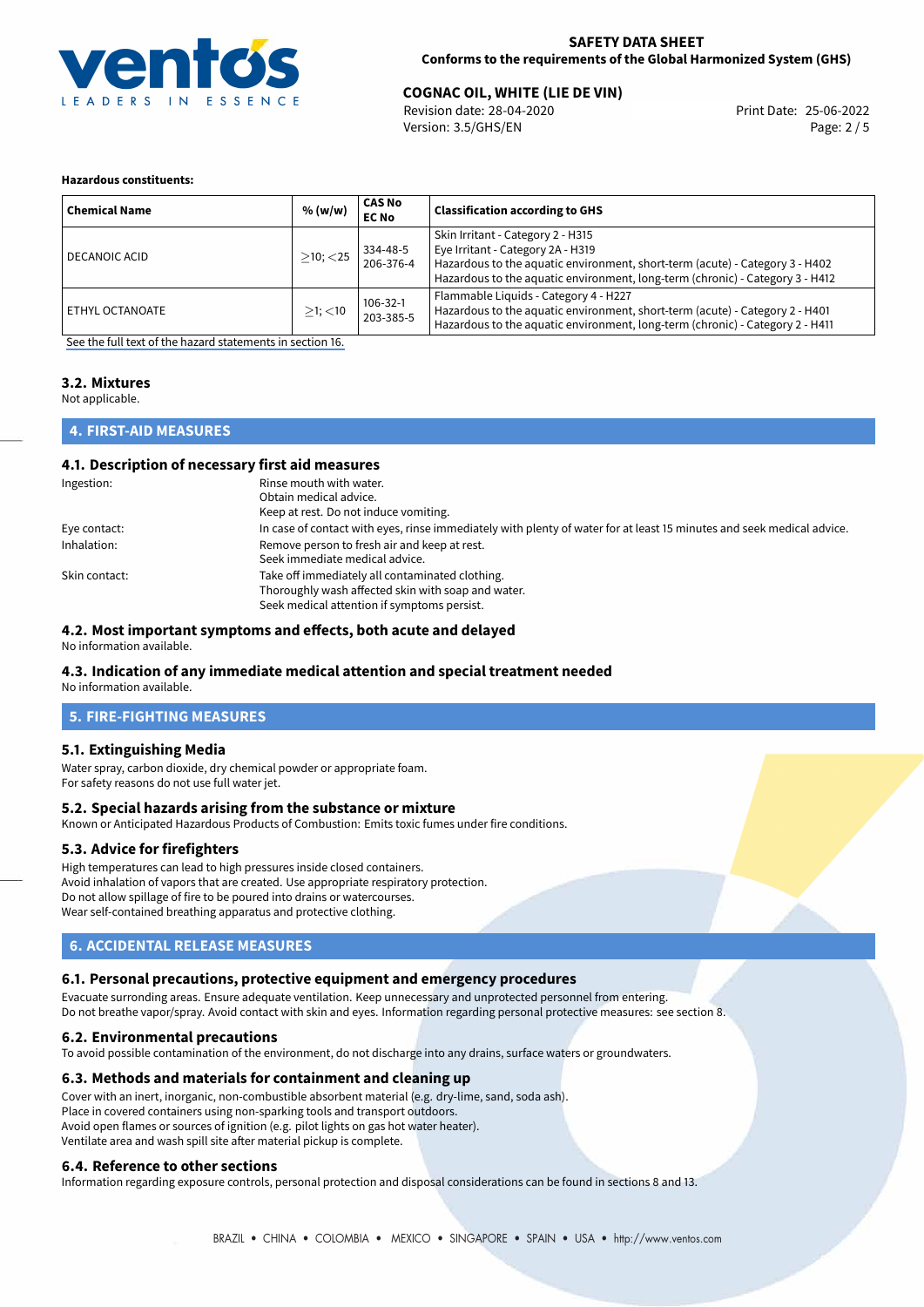**Hazardous constituents:**

| Chemical Name | % (w/w) | CAS No<br>EC No | Classification according to GHS |
|---|---|---|---|
| DECANOIC ACID | $\geq$10; $<$25 | 334-48-5<br>206-376-4 | Skin Irritant - Category 2 - H315<br>Eye Irritant - Category 2A - H319<br>Hazardous to the aquatic environment, short-term (acute) - Category 3 - H402<br>Hazardous to the aquatic environment, long-term (chronic) - Category 3 - H412 |
| ETHYL OCTANOATE | $\geq$1; $<$10 | 106-32-1<br>203-385-5 | Flammable Liquids - Category 4 - H227<br>Hazardous to the aquatic environment, short-term (acute) - Category 2 - H401<br>Hazardous to the aquatic environment, long-term (chronic) - Category 2 - H411 |

See the full text of the hazard statements in section 16.

### 3.2. Mixtures

Not applicable.

## 4. FIRST-AID MEASURES

### 4.1. Description of necessary first aid measures

Ingestion: Rinse mouth with water.
Obtain medical advice.
Keep at rest. Do not induce vomiting.

Eye contact: In case of contact with eyes, rinse immediately with plenty of water for at least 15 minutes and seek medical advice.

Inhalation: Remove person to fresh air and keep at rest.
Seek immediate medical advice.

Skin contact: Take off immediately all contaminated clothing.
Thoroughly wash affected skin with soap and water.
Seek medical attention if symptoms persist.

### 4.2. Most important symptoms and effects, both acute and delayed

No information available.

### 4.3. Indication of any immediate medical attention and special treatment needed

No information available.

## 5. FIRE-FIGHTING MEASURES

### 5.1. Extinguishing Media

Water spray, carbon dioxide, dry chemical powder or appropriate foam.
For safety reasons do not use full water jet.

### 5.2. Special hazards arising from the substance or mixture

Known or Anticipated Hazardous Products of Combustion: Emits toxic fumes under fire conditions.

### 5.3. Advice for firefighters

High temperatures can lead to high pressures inside closed containers.
Avoid inhalation of vapors that are created. Use appropriate respiratory protection.
Do not allow spillage of fire to be poured into drains or watercourses.
Wear self-contained breathing apparatus and protective clothing.

## 6. ACCIDENTAL RELEASE MEASURES

### 6.1. Personal precautions, protective equipment and emergency procedures

Evacuate surronding areas. Ensure adequate ventilation. Keep unnecessary and unprotected personnel from entering.
Do not breathe vapor/spray. Avoid contact with skin and eyes. Information regarding personal protective measures: see section 8.

### 6.2. Environmental precautions

To avoid possible contamination of the environment, do not discharge into any drains, surface waters or groundwaters.

### 6.3. Methods and materials for containment and cleaning up

Cover with an inert, inorganic, non-combustible absorbent material (e.g. dry-lime, sand, soda ash).
Place in covered containers using non-sparking tools and transport outdoors.
Avoid open flames or sources of ignition (e.g. pilot lights on gas hot water heater).
Ventilate area and wash spill site after material pickup is complete.

### 6.4. Reference to other sections

Information regarding exposure controls, personal protection and disposal considerations can be found in sections 8 and 13.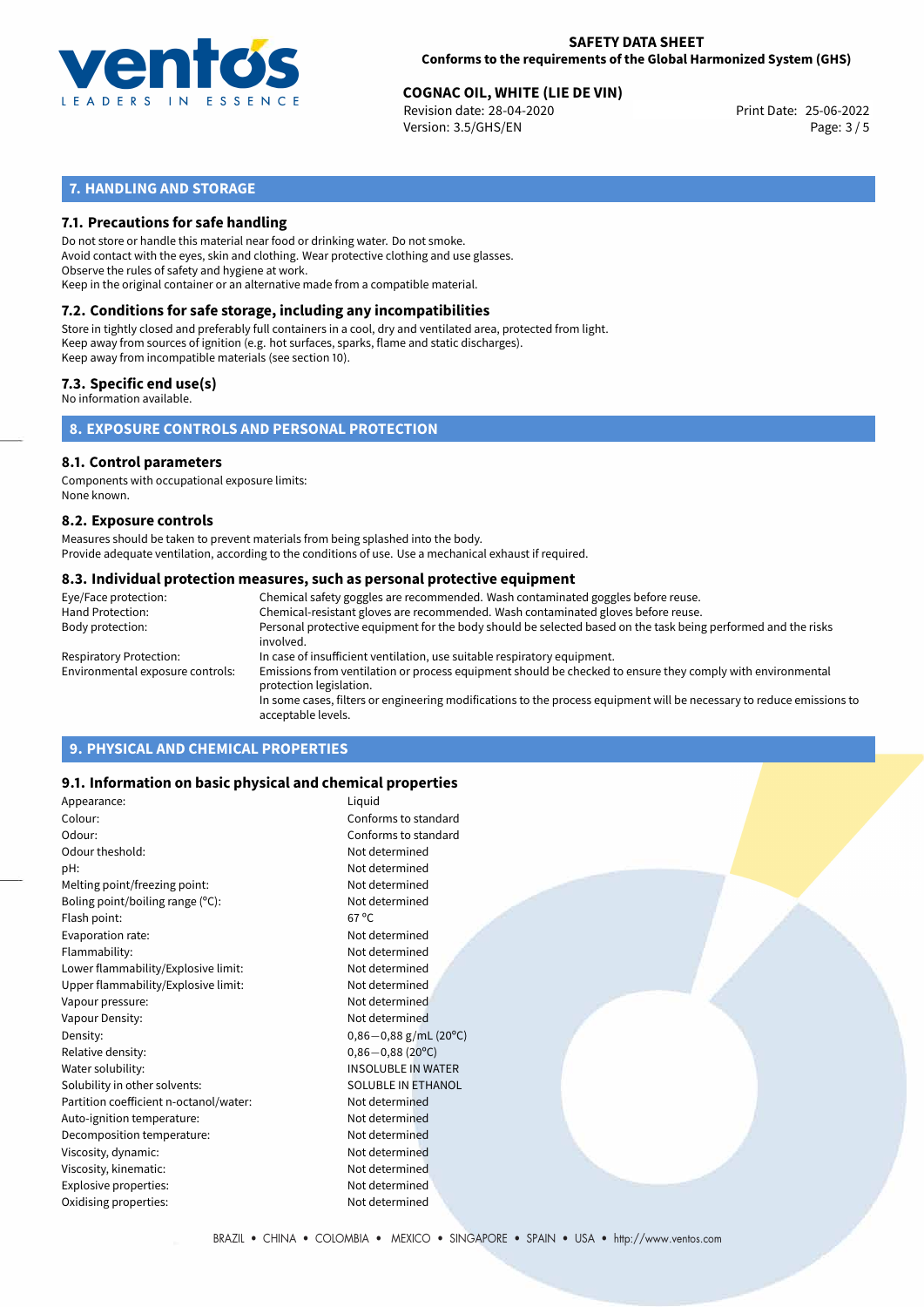## 7. HANDLING AND STORAGE

### 7.1. Precautions for safe handling

Do not store or handle this material near food or drinking water. Do not smoke.
Avoid contact with the eyes, skin and clothing. Wear protective clothing and use glasses.
Observe the rules of safety and hygiene at work.
Keep in the original container or an alternative made from a compatible material.

### 7.2. Conditions for safe storage, including any incompatibilities

Store in tightly closed and preferably full containers in a cool, dry and ventilated area, protected from light.
Keep away from sources of ignition (e.g. hot surfaces, sparks, flame and static discharges).
Keep away from incompatible materials (see section 10).

### 7.3. Specific end use(s)

No information available.

## 8. EXPOSURE CONTROLS AND PERSONAL PROTECTION

### 8.1. Control parameters

Components with occupational exposure limits:
None known.

### 8.2. Exposure controls

Measures should be taken to prevent materials from being splashed into the body.
Provide adequate ventilation, according to the conditions of use. Use a mechanical exhaust if required.

### 8.3. Individual protection measures, such as personal protective equipment

| | |
|---|---|
| Eye/Face protection: | Chemical safety goggles are recommended. Wash contaminated goggles before reuse. |
| Hand Protection: | Chemical-resistant gloves are recommended. Wash contaminated gloves before reuse. |
| Body protection: | Personal protective equipment for the body should be selected based on the task being performed and the risks involved. |
| Respiratory Protection: | In case of insufficient ventilation, use suitable respiratory equipment. |
| Environmental exposure controls: | Emissions from ventilation or process equipment should be checked to ensure they comply with environmental protection legislation. In some cases, filters or engineering modifications to the process equipment will be necessary to reduce emissions to acceptable levels. |

## 9. PHYSICAL AND CHEMICAL PROPERTIES

### 9.1. Information on basic physical and chemical properties

| | |
|---|---|
| Appearance: | Liquid |
| Colour: | Conforms to standard |
| Odour: | Conforms to standard |
| Odour theshold: | Not determined |
| pH: | Not determined |
| Melting point/freezing point: | Not determined |
| Boling point/boiling range (°C): | Not determined |
| Flash point: | 67 °C |
| Evaporation rate: | Not determined |
| Flammability: | Not determined |
| Lower flammability/Explosive limit: | Not determined |
| Upper flammability/Explosive limit: | Not determined |
| Vapour pressure: | Not determined |
| Vapour Density: | Not determined |
| Density: | 0,86−0,88 g/mL (20°C) |
| Relative density: | 0,86−0,88 (20°C) |
| Water solubility: | INSOLUBLE IN WATER |
| Solubility in other solvents: | SOLUBLE IN ETHANOL |
| Partition coefficient n-octanol/water: | Not determined |
| Auto-ignition temperature: | Not determined |
| Decomposition temperature: | Not determined |
| Viscosity, dynamic: | Not determined |
| Viscosity, kinematic: | Not determined |
| Explosive properties: | Not determined |
| Oxidising properties: | Not determined |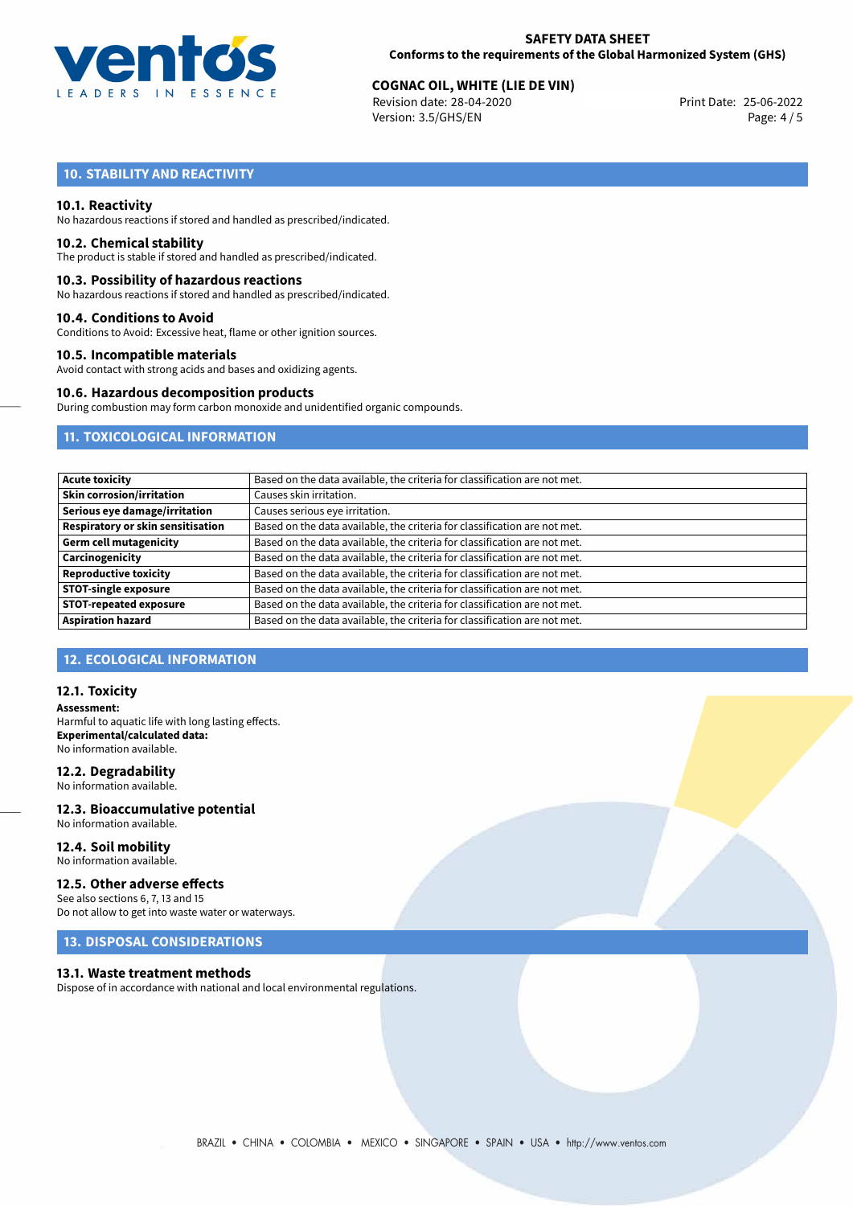## 10. STABILITY AND REACTIVITY

### 10.1. Reactivity
No hazardous reactions if stored and handled as prescribed/indicated.

### 10.2. Chemical stability
The product is stable if stored and handled as prescribed/indicated.

### 10.3. Possibility of hazardous reactions
No hazardous reactions if stored and handled as prescribed/indicated.

### 10.4. Conditions to Avoid
Conditions to Avoid: Excessive heat, flame or other ignition sources.

### 10.5. Incompatible materials
Avoid contact with strong acids and bases and oxidizing agents.

### 10.6. Hazardous decomposition products
During combustion may form carbon monoxide and unidentified organic compounds.

## 11. TOXICOLOGICAL INFORMATION

| | |
|---|---|
| **Acute toxicity** | Based on the data available, the criteria for classification are not met. |
| **Skin corrosion/irritation** | Causes skin irritation. |
| **Serious eye damage/irritation** | Causes serious eye irritation. |
| **Respiratory or skin sensitisation** | Based on the data available, the criteria for classification are not met. |
| **Germ cell mutagenicity** | Based on the data available, the criteria for classification are not met. |
| **Carcinogenicity** | Based on the data available, the criteria for classification are not met. |
| **Reproductive toxicity** | Based on the data available, the criteria for classification are not met. |
| **STOT-single exposure** | Based on the data available, the criteria for classification are not met. |
| **STOT-repeated exposure** | Based on the data available, the criteria for classification are not met. |
| **Aspiration hazard** | Based on the data available, the criteria for classification are not met. |

## 12. ECOLOGICAL INFORMATION

### 12.1. Toxicity
**Assessment:**
Harmful to aquatic life with long lasting effects.
**Experimental/calculated data:**
No information available.

### 12.2. Degradability
No information available.

### 12.3. Bioaccumulative potential
No information available.

### 12.4. Soil mobility
No information available.

### 12.5. Other adverse effects
See also sections 6, 7, 13 and 15
Do not allow to get into waste water or waterways.

## 13. DISPOSAL CONSIDERATIONS

### 13.1. Waste treatment methods
Dispose of in accordance with national and local environmental regulations.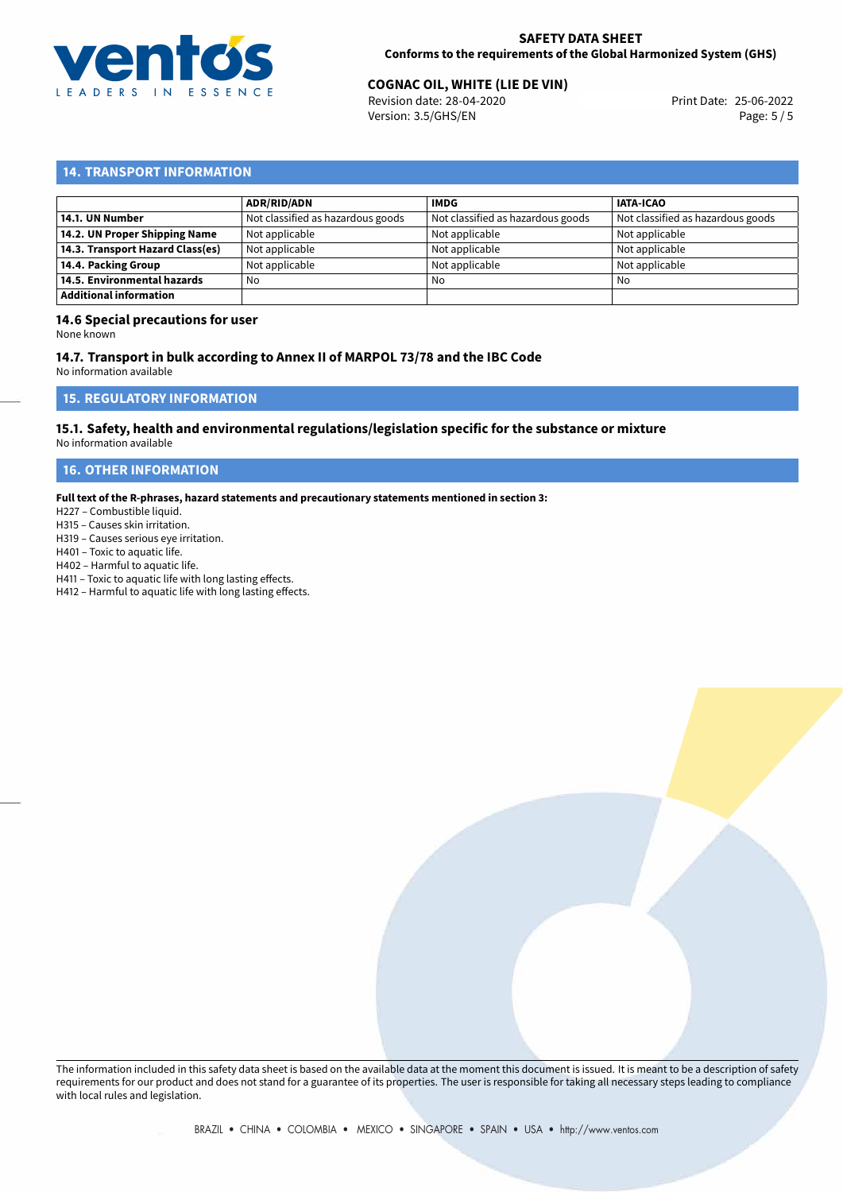## 14. TRANSPORT INFORMATION

| | ADR/RID/ADN | IMDG | IATA-ICAO |
|---|---|---|---|
| **14.1. UN Number** | Not classified as hazardous goods | Not classified as hazardous goods | Not classified as hazardous goods |
| **14.2. UN Proper Shipping Name** | Not applicable | Not applicable | Not applicable |
| **14.3. Transport Hazard Class(es)** | Not applicable | Not applicable | Not applicable |
| **14.4. Packing Group** | Not applicable | Not applicable | Not applicable |
| **14.5. Environmental hazards** | No | No | No |
| **Additional information** | | | |

### 14.6 Special precautions for user

None known

### 14.7. Transport in bulk according to Annex II of MARPOL 73/78 and the IBC Code

No information available

## 15. REGULATORY INFORMATION

### 15.1. Safety, health and environmental regulations/legislation specific for the substance or mixture

No information available

## 16. OTHER INFORMATION

**Full text of the R-phrases, hazard statements and precautionary statements mentioned in section 3:**

H227 – Combustible liquid.
H315 – Causes skin irritation.
H319 – Causes serious eye irritation.
H401 – Toxic to aquatic life.
H402 – Harmful to aquatic life.
H411 – Toxic to aquatic life with long lasting effects.
H412 – Harmful to aquatic life with long lasting effects.

The information included in this safety data sheet is based on the available data at the moment this document is issued. It is meant to be a description of safety requirements for our product and does not stand for a guarantee of its properties. The user is responsible for taking all necessary steps leading to compliance with local rules and legislation.